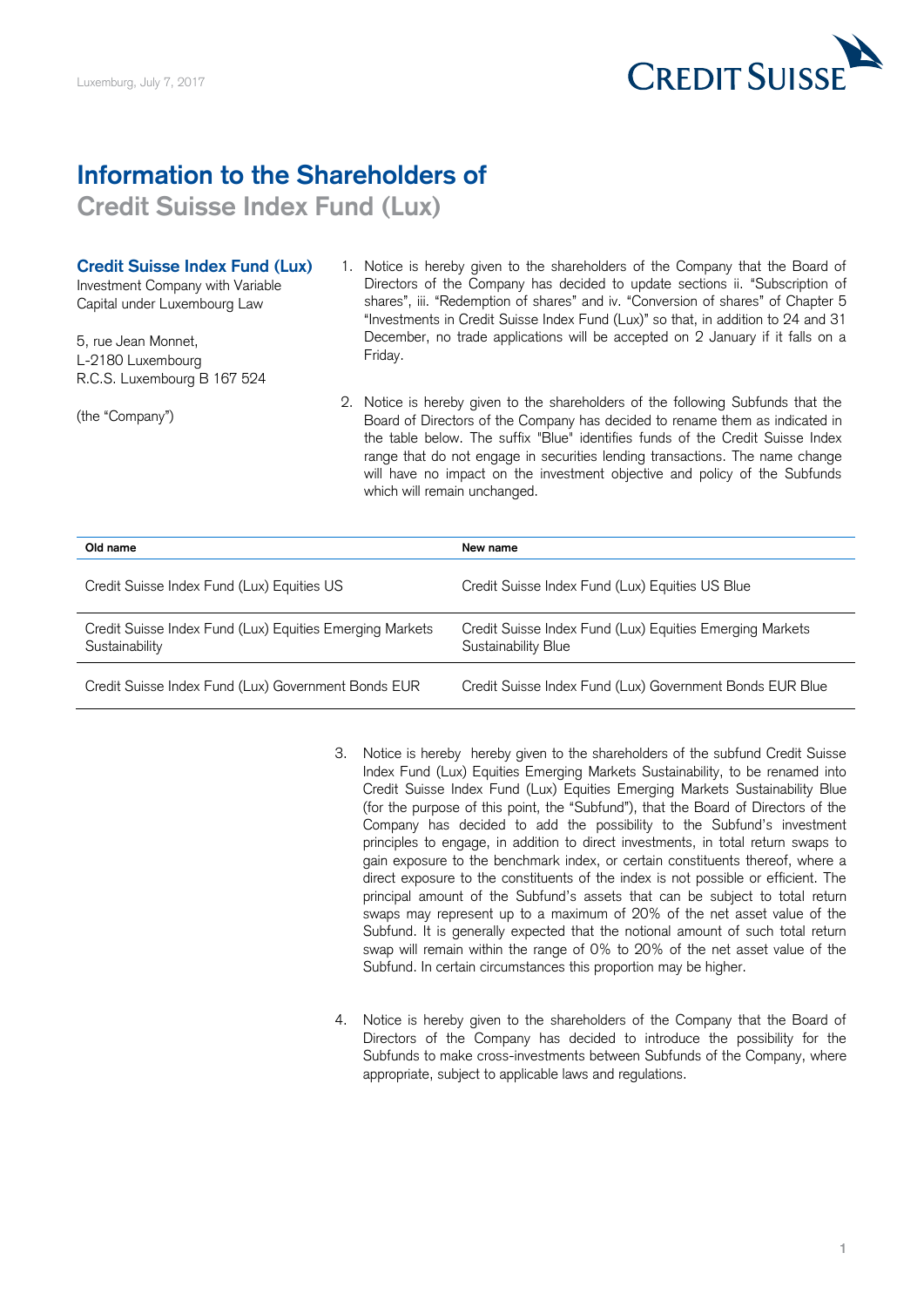Luxemburg, July 7, 2017

# Information to the Shareholders of
## Credit Suisse Index Fund (Lux)

**Credit Suisse Index Fund (Lux)**
Investment Company with Variable Capital under Luxembourg Law

5, rue Jean Monnet,
L-2180 Luxembourg
R.C.S. Luxembourg B 167 524

(the "Company")

1. Notice is hereby given to the shareholders of the Company that the Board of Directors of the Company has decided to update sections ii. "Subscription of shares", iii. "Redemption of shares" and iv. "Conversion of shares" of Chapter 5 "Investments in Credit Suisse Index Fund (Lux)" so that, in addition to 24 and 31 December, no trade applications will be accepted on 2 January if it falls on a Friday.

2. Notice is hereby given to the shareholders of the following Subfunds that the Board of Directors of the Company has decided to rename them as indicated in the table below. The suffix "Blue" identifies funds of the Credit Suisse Index range that do not engage in securities lending transactions. The name change will have no impact on the investment objective and policy of the Subfunds which will remain unchanged.

| Old name | New name |
|---|---|
| Credit Suisse Index Fund (Lux) Equities US | Credit Suisse Index Fund (Lux) Equities US Blue |
| Credit Suisse Index Fund (Lux) Equities Emerging Markets Sustainability | Credit Suisse Index Fund (Lux) Equities Emerging Markets Sustainability Blue |
| Credit Suisse Index Fund (Lux) Government Bonds EUR | Credit Suisse Index Fund (Lux) Government Bonds EUR Blue |

3. Notice is hereby hereby given to the shareholders of the subfund Credit Suisse Index Fund (Lux) Equities Emerging Markets Sustainability, to be renamed into Credit Suisse Index Fund (Lux) Equities Emerging Markets Sustainability Blue (for the purpose of this point, the "Subfund"), that the Board of Directors of the Company has decided to add the possibility to the Subfund's investment principles to engage, in addition to direct investments, in total return swaps to gain exposure to the benchmark index, or certain constituents thereof, where a direct exposure to the constituents of the index is not possible or efficient. The principal amount of the Subfund's assets that can be subject to total return swaps may represent up to a maximum of 20% of the net asset value of the Subfund. It is generally expected that the notional amount of such total return swap will remain within the range of 0% to 20% of the net asset value of the Subfund. In certain circumstances this proportion may be higher.

4. Notice is hereby given to the shareholders of the Company that the Board of Directors of the Company has decided to introduce the possibility for the Subfunds to make cross-investments between Subfunds of the Company, where appropriate, subject to applicable laws and regulations.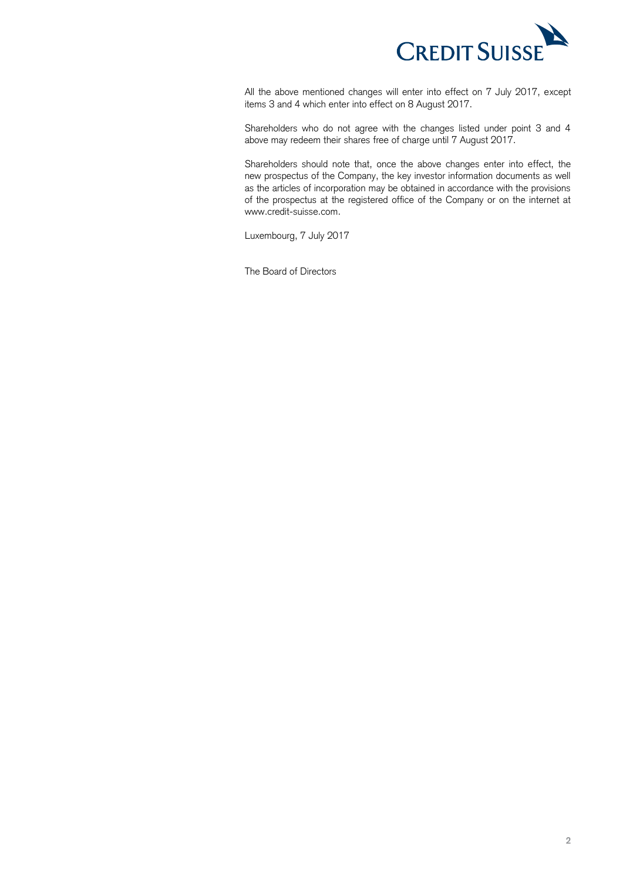All the above mentioned changes will enter into effect on 7 July 2017, except items 3 and 4 which enter into effect on 8 August 2017.

Shareholders who do not agree with the changes listed under point 3 and 4 above may redeem their shares free of charge until 7 August 2017.

Shareholders should note that, once the above changes enter into effect, the new prospectus of the Company, the key investor information documents as well as the articles of incorporation may be obtained in accordance with the provisions of the prospectus at the registered office of the Company or on the internet at www.credit-suisse.com.

Luxembourg, 7 July 2017

The Board of Directors